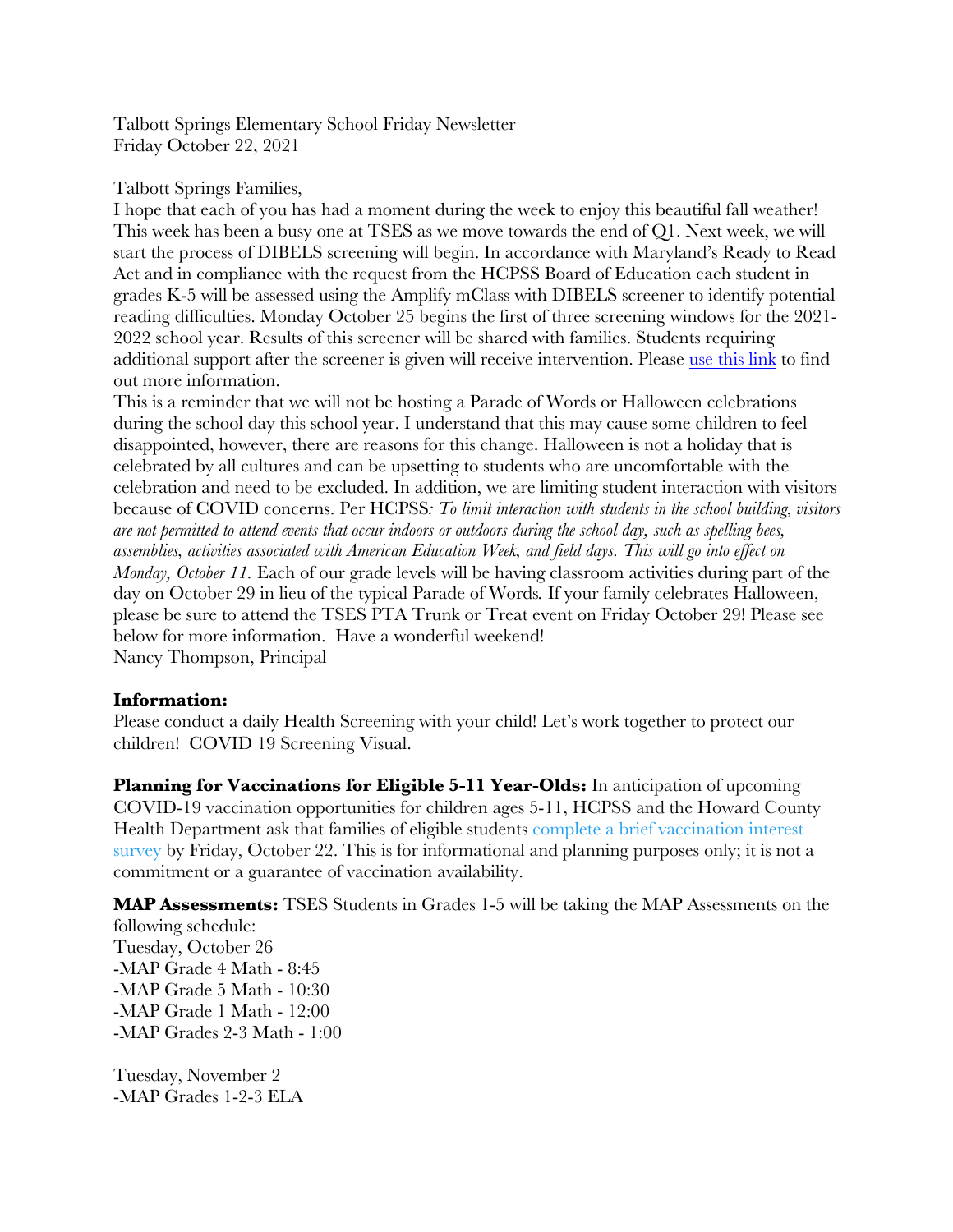Talbott Springs Elementary School Friday Newsletter
Friday October 22, 2021

Talbott Springs Families,

I hope that each of you has had a moment during the week to enjoy this beautiful fall weather! This week has been a busy one at TSES as we move towards the end of Q1. Next week, we will start the process of DIBELS screening will begin. In accordance with Maryland's Ready to Read Act and in compliance with the request from the HCPSS Board of Education each student in grades K-5 will be assessed using the Amplify mClass with DIBELS screener to identify potential reading difficulties. Monday October 25 begins the first of three screening windows for the 2021-2022 school year. Results of this screener will be shared with families. Students requiring additional support after the screener is given will receive intervention. Please use this link to find out more information.

This is a reminder that we will not be hosting a Parade of Words or Halloween celebrations during the school day this school year. I understand that this may cause some children to feel disappointed, however, there are reasons for this change. Halloween is not a holiday that is celebrated by all cultures and can be upsetting to students who are uncomfortable with the celebration and need to be excluded. In addition, we are limiting student interaction with visitors because of COVID concerns. Per HCPSS*: To limit interaction with students in the school building, visitors are not permitted to attend events that occur indoors or outdoors during the school day, such as spelling bees, assemblies, activities associated with American Education Week, and field days. This will go into effect on Monday, October 11.* Each of our grade levels will be having classroom activities during part of the day on October 29 in lieu of the typical Parade of Words*.* If your family celebrates Halloween, please be sure to attend the TSES PTA Trunk or Treat event on Friday October 29! Please see below for more information. Have a wonderful weekend!

Nancy Thompson, Principal

**Information:**
Please conduct a daily Health Screening with your child! Let's work together to protect our children! COVID 19 Screening Visual.

**Planning for Vaccinations for Eligible 5-11 Year-Olds:** In anticipation of upcoming COVID-19 vaccination opportunities for children ages 5-11, HCPSS and the Howard County Health Department ask that families of eligible students complete a brief vaccination interest survey by Friday, October 22. This is for informational and planning purposes only; it is not a commitment or a guarantee of vaccination availability.

**MAP Assessments:** TSES Students in Grades 1-5 will be taking the MAP Assessments on the following schedule:

Tuesday, October 26
-MAP Grade 4 Math - 8:45
-MAP Grade 5 Math - 10:30
-MAP Grade 1 Math - 12:00
-MAP Grades 2-3 Math - 1:00

Tuesday, November 2
-MAP Grades 1-2-3 ELA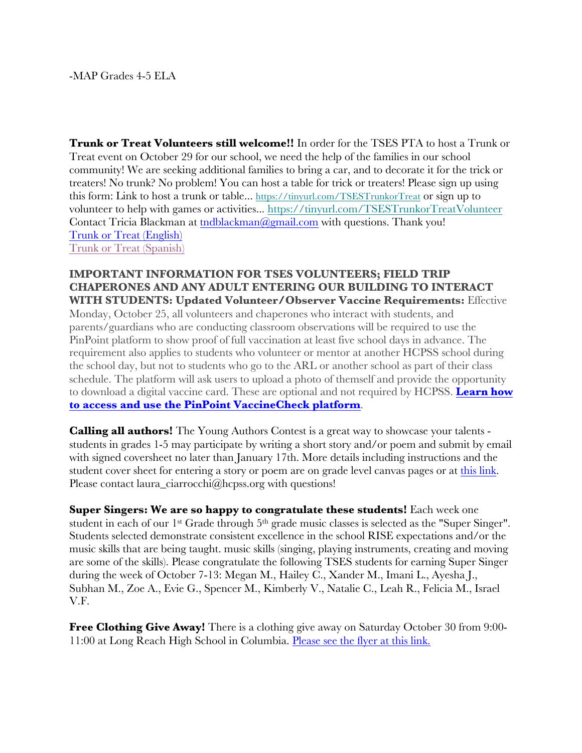-MAP Grades 4-5 ELA

**Trunk or Treat Volunteers still welcome!!** In order for the TSES PTA to host a Trunk or Treat event on October 29 for our school, we need the help of the families in our school community! We are seeking additional families to bring a car, and to decorate it for the trick or treaters! No trunk? No problem! You can host a table for trick or treaters! Please sign up using this form: Link to host a trunk or table... https://tinyurl.com/TSESTrunkorTreat or sign up to volunteer to help with games or activities... https://tinyurl.com/TSESTrunkorTreatVolunteer Contact Tricia Blackman at tndblackman@gmail.com with questions. Thank you!
Trunk or Treat (English)
Trunk or Treat (Spanish)

**IMPORTANT INFORMATION FOR TSES VOLUNTEERS; FIELD TRIP CHAPERONES AND ANY ADULT ENTERING OUR BUILDING TO INTERACT WITH STUDENTS: Updated Volunteer/Observer Vaccine Requirements:** Effective Monday, October 25, all volunteers and chaperones who interact with students, and parents/guardians who are conducting classroom observations will be required to use the PinPoint platform to show proof of full vaccination at least five school days in advance. The requirement also applies to students who volunteer or mentor at another HCPSS school during the school day, but not to students who go to the ARL or another school as part of their class schedule. The platform will ask users to upload a photo of themself and provide the opportunity to download a digital vaccine card. These are optional and not required by HCPSS. **Learn how to access and use the PinPoint VaccineCheck platform**.

**Calling all authors!** The Young Authors Contest is a great way to showcase your talents - students in grades 1-5 may participate by writing a short story and/or poem and submit by email with signed coversheet no later than January 17th. More details including instructions and the student cover sheet for entering a story or poem are on grade level canvas pages or at this link. Please contact laura_ciarrocchi@hcpss.org with questions!

**Super Singers: We are so happy to congratulate these students!** Each week one student in each of our 1st Grade through 5th grade music classes is selected as the "Super Singer". Students selected demonstrate consistent excellence in the school RISE expectations and/or the music skills that are being taught. music skills (singing, playing instruments, creating and moving are some of the skills). Please congratulate the following TSES students for earning Super Singer during the week of October 7-13: Megan M., Hailey C., Xander M., Imani L., Ayesha J., Subhan M., Zoe A., Evie G., Spencer M., Kimberly V., Natalie C., Leah R., Felicia M., Israel V.F.

**Free Clothing Give Away!** There is a clothing give away on Saturday October 30 from 9:00-11:00 at Long Reach High School in Columbia. Please see the flyer at this link.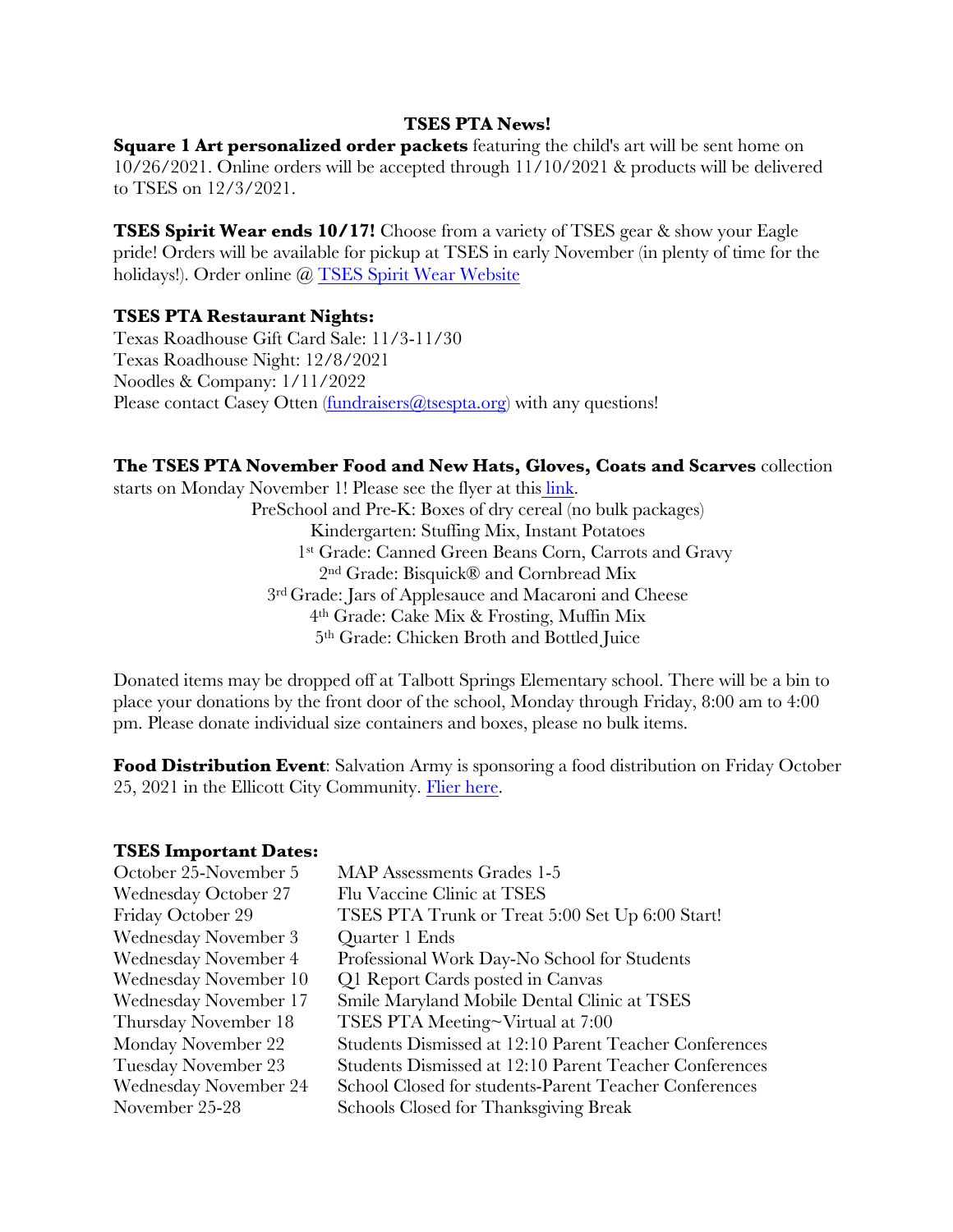# TSES PTA News!

**Square 1 Art personalized order packets** featuring the child's art will be sent home on 10/26/2021. Online orders will be accepted through 11/10/2021 & products will be delivered to TSES on 12/3/2021.

**TSES Spirit Wear ends 10/17!** Choose from a variety of TSES gear & show your Eagle pride! Orders will be available for pickup at TSES in early November (in plenty of time for the holidays!). Order online @ [TSES Spirit Wear Website]

**TSES PTA Restaurant Nights:**

Texas Roadhouse Gift Card Sale: 11/3-11/30
Texas Roadhouse Night: 12/8/2021
Noodles & Company: 1/11/2022
Please contact Casey Otten (fundraisers@tsespta.org) with any questions!

**The TSES PTA November Food and New Hats, Gloves, Coats and Scarves** collection starts on Monday November 1! Please see the flyer at this link.

PreSchool and Pre-K: Boxes of dry cereal (no bulk packages)
Kindergarten: Stuffing Mix, Instant Potatoes
1st Grade: Canned Green Beans Corn, Carrots and Gravy
2nd Grade: Bisquick® and Cornbread Mix
3rd Grade: Jars of Applesauce and Macaroni and Cheese
4th Grade: Cake Mix & Frosting, Muffin Mix
5th Grade: Chicken Broth and Bottled Juice

Donated items may be dropped off at Talbott Springs Elementary school. There will be a bin to place your donations by the front door of the school, Monday through Friday, 8:00 am to 4:00 pm. Please donate individual size containers and boxes, please no bulk items.

**Food Distribution Event**: Salvation Army is sponsoring a food distribution on Friday October 25, 2021 in the Ellicott City Community. Flier here.

**TSES Important Dates:**

| | |
|---|---|
| October 25-November 5 | MAP Assessments Grades 1-5 |
| Wednesday October 27 | Flu Vaccine Clinic at TSES |
| Friday October 29 | TSES PTA Trunk or Treat 5:00 Set Up 6:00 Start! |
| Wednesday November 3 | Quarter 1 Ends |
| Wednesday November 4 | Professional Work Day-No School for Students |
| Wednesday November 10 | Q1 Report Cards posted in Canvas |
| Wednesday November 17 | Smile Maryland Mobile Dental Clinic at TSES |
| Thursday November 18 | TSES PTA Meeting~Virtual at 7:00 |
| Monday November 22 | Students Dismissed at 12:10 Parent Teacher Conferences |
| Tuesday November 23 | Students Dismissed at 12:10 Parent Teacher Conferences |
| Wednesday November 24 | School Closed for students-Parent Teacher Conferences |
| November 25-28 | Schools Closed for Thanksgiving Break |